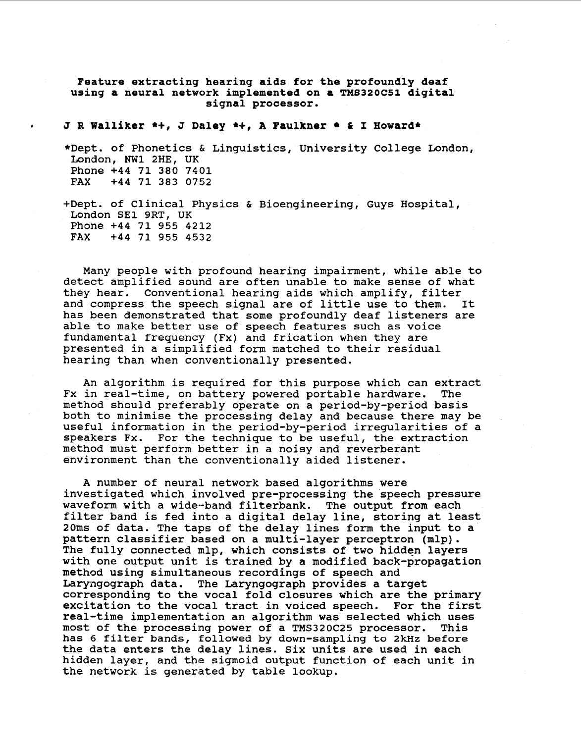# Feature extracting hearing aids for the profoundly deaf using a neural network implemented on a TMS320C51 digital signal processor.

**J R Walliker \*+, J Daley \*+, A Faulkner \* & I Howard\***

\*Dept. of Phonetics & Linguistics, University College London, London, NW1 2HE, UK
Phone +44 71 380 7401
FAX +44 71 383 0752

+Dept. of Clinical Physics & Bioengineering, Guys Hospital, London SE1 9RT, UK
Phone +44 71 955 4212
FAX +44 71 955 4532

Many people with profound hearing impairment, while able to detect amplified sound are often unable to make sense of what they hear. Conventional hearing aids which amplify, filter and compress the speech signal are of little use to them. It has been demonstrated that some profoundly deaf listeners are able to make better use of speech features such as voice fundamental frequency (Fx) and frication when they are presented in a simplified form matched to their residual hearing than when conventionally presented.

An algorithm is required for this purpose which can extract Fx in real-time, on battery powered portable hardware. The method should preferably operate on a period-by-period basis both to minimise the processing delay and because there may be useful information in the period-by-period irregularities of a speakers Fx. For the technique to be useful, the extraction method must perform better in a noisy and reverberant environment than the conventionally aided listener.

A number of neural network based algorithms were investigated which involved pre-processing the speech pressure waveform with a wide-band filterbank. The output from each filter band is fed into a digital delay line, storing at least 20ms of data. The taps of the delay lines form the input to a pattern classifier based on a multi-layer perceptron (mlp). The fully connected mlp, which consists of two hidden layers with one output unit is trained by a modified back-propagation method using simultaneous recordings of speech and Laryngograph data. The Laryngograph provides a target corresponding to the vocal fold closures which are the primary excitation to the vocal tract in voiced speech. For the first real-time implementation an algorithm was selected which uses most of the processing power of a TMS320C25 processor. This has 6 filter bands, followed by down-sampling to 2kHz before the data enters the delay lines. Six units are used in each hidden layer, and the sigmoid output function of each unit in the network is generated by table lookup.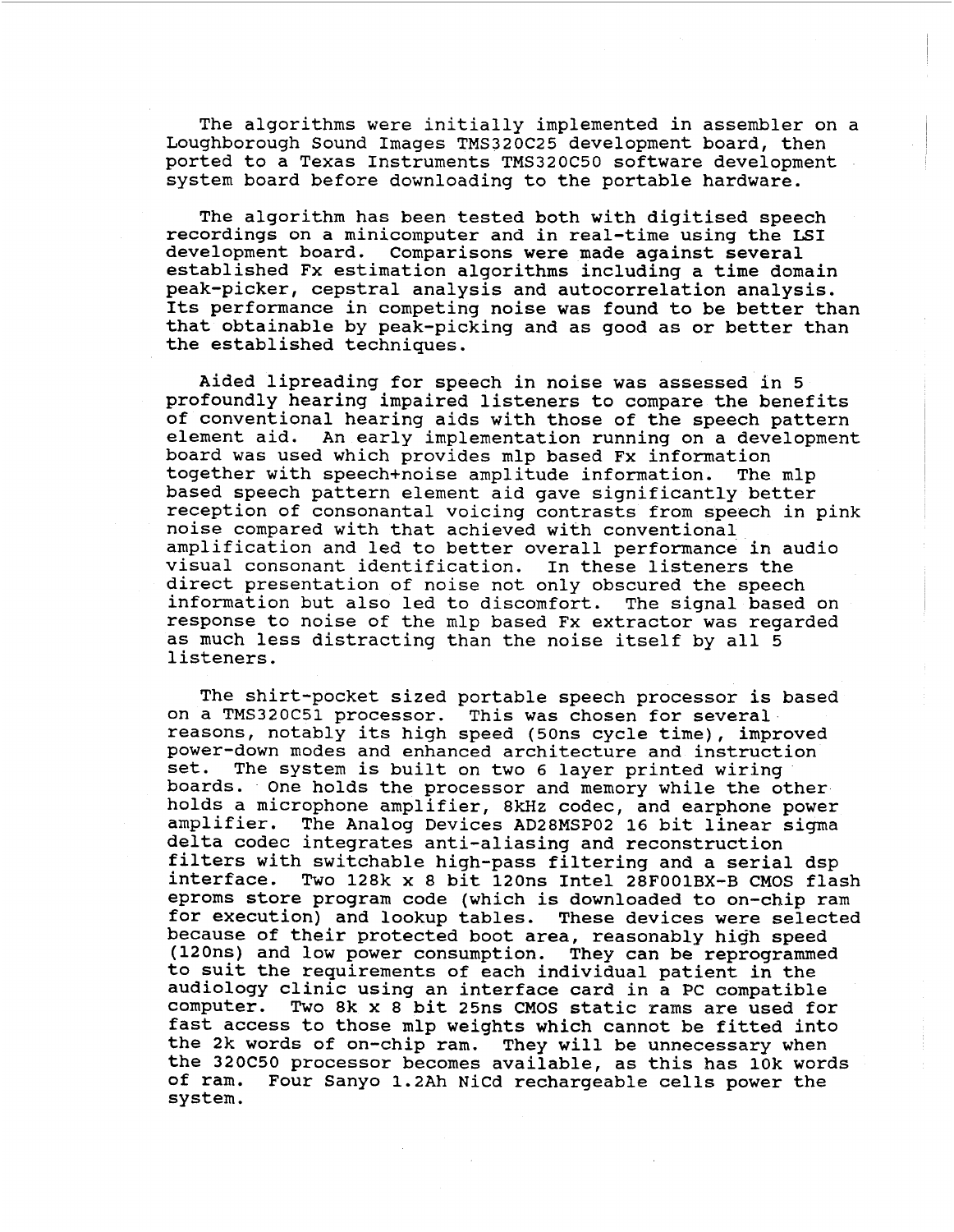The algorithms were initially implemented in assembler on a Loughborough Sound Images TMS320C25 development board, then ported to a Texas Instruments TMS320C50 software development system board before downloading to the portable hardware.

The algorithm has been tested both with digitised speech recordings on a minicomputer and in real-time using the LSI development board. Comparisons were made against several established Fx estimation algorithms including a time domain peak-picker, cepstral analysis and autocorrelation analysis. Its performance in competing noise was found to be better than that obtainable by peak-picking and as good as or better than the established techniques.

Aided lipreading for speech in noise was assessed in 5 profoundly hearing impaired listeners to compare the benefits of conventional hearing aids with those of the speech pattern element aid. An early implementation running on a development board was used which provides mlp based Fx information together with speech+noise amplitude information. The mlp based speech pattern element aid gave significantly better reception of consonantal voicing contrasts from speech in pink noise compared with that achieved with conventional amplification and led to better overall performance in audio visual consonant identification. In these listeners the direct presentation of noise not only obscured the speech information but also led to discomfort. The signal based on response to noise of the mlp based Fx extractor was regarded as much less distracting than the noise itself by all 5 listeners.

The shirt-pocket sized portable speech processor is based on a TMS320C51 processor. This was chosen for several reasons, notably its high speed (50ns cycle time), improved power-down modes and enhanced architecture and instruction set. The system is built on two 6 layer printed wiring boards. One holds the processor and memory while the other holds a microphone amplifier, 8kHz codec, and earphone power amplifier. The Analog Devices AD28MSP02 16 bit linear sigma delta codec integrates anti-aliasing and reconstruction filters with switchable high-pass filtering and a serial dsp interface. Two 128k x 8 bit 120ns Intel 28F001BX-B CMOS flash eproms store program code (which is downloaded to on-chip ram for execution) and lookup tables. These devices were selected because of their protected boot area, reasonably high speed (120ns) and low power consumption. They can be reprogrammed to suit the requirements of each individual patient in the audiology clinic using an interface card in a PC compatible computer. Two 8k x 8 bit 25ns CMOS static rams are used for fast access to those mlp weights which cannot be fitted into the 2k words of on-chip ram. They will be unnecessary when the 320C50 processor becomes available, as this has 10k words of ram. Four Sanyo 1.2Ah NiCd rechargeable cells power the system.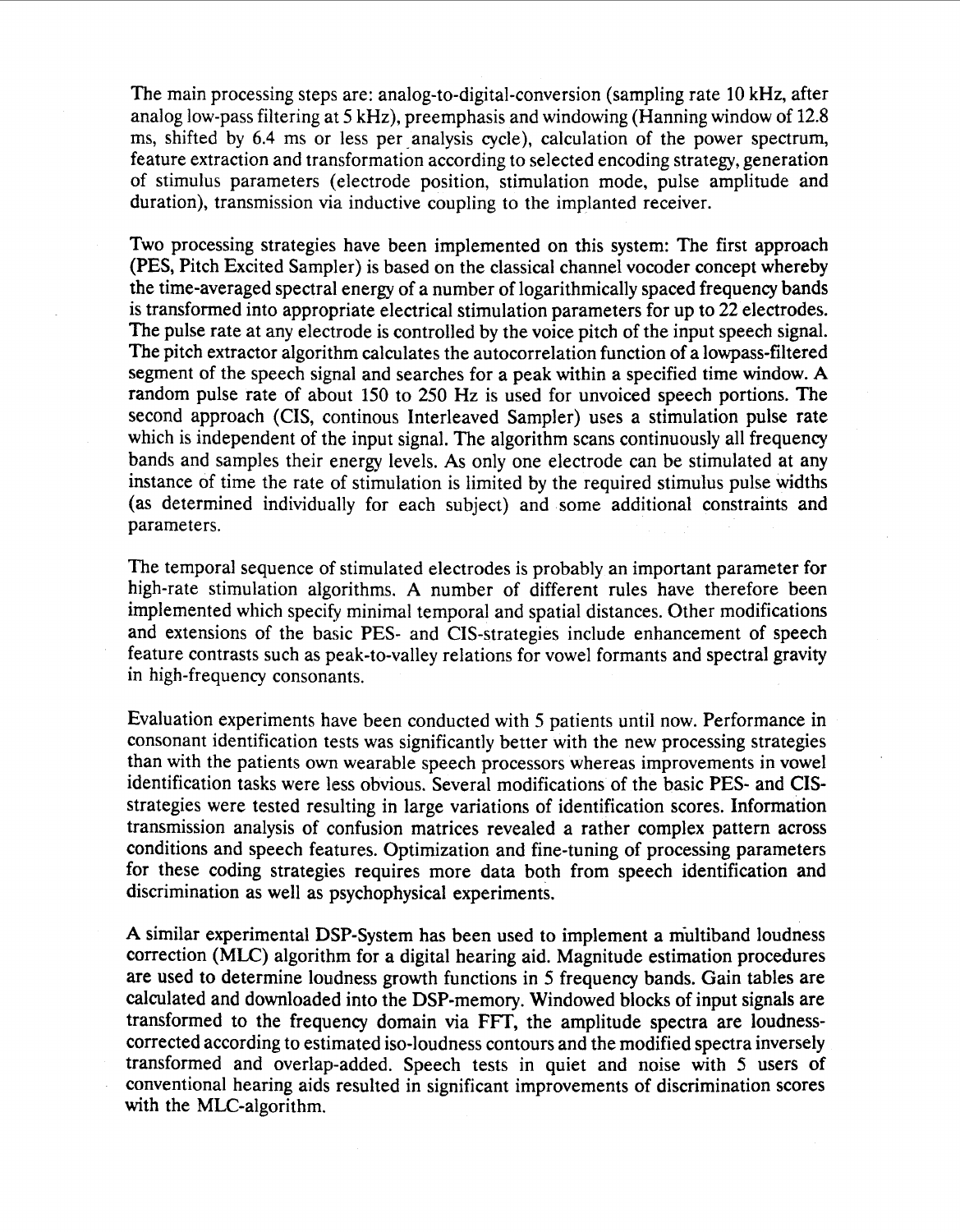The main processing steps are: analog-to-digital-conversion (sampling rate 10 kHz, after analog low-pass filtering at 5 kHz), preemphasis and windowing (Hanning window of 12.8 ms, shifted by 6.4 ms or less per analysis cycle), calculation of the power spectrum, feature extraction and transformation according to selected encoding strategy, generation of stimulus parameters (electrode position, stimulation mode, pulse amplitude and duration), transmission via inductive coupling to the implanted receiver.

Two processing strategies have been implemented on this system: The first approach (PES, Pitch Excited Sampler) is based on the classical channel vocoder concept whereby the time-averaged spectral energy of a number of logarithmically spaced frequency bands is transformed into appropriate electrical stimulation parameters for up to 22 electrodes. The pulse rate at any electrode is controlled by the voice pitch of the input speech signal. The pitch extractor algorithm calculates the autocorrelation function of a lowpass-filtered segment of the speech signal and searches for a peak within a specified time window. A random pulse rate of about 150 to 250 Hz is used for unvoiced speech portions. The second approach (CIS, continous Interleaved Sampler) uses a stimulation pulse rate which is independent of the input signal. The algorithm scans continuously all frequency bands and samples their energy levels. As only one electrode can be stimulated at any instance of time the rate of stimulation is limited by the required stimulus pulse widths (as determined individually for each subject) and some additional constraints and parameters.

The temporal sequence of stimulated electrodes is probably an important parameter for high-rate stimulation algorithms. A number of different rules have therefore been implemented which specify minimal temporal and spatial distances. Other modifications and extensions of the basic PES- and CIS-strategies include enhancement of speech feature contrasts such as peak-to-valley relations for vowel formants and spectral gravity in high-frequency consonants.

Evaluation experiments have been conducted with 5 patients until now. Performance in consonant identification tests was significantly better with the new processing strategies than with the patients own wearable speech processors whereas improvements in vowel identification tasks were less obvious. Several modifications of the basic PES- and CIS-strategies were tested resulting in large variations of identification scores. Information transmission analysis of confusion matrices revealed a rather complex pattern across conditions and speech features. Optimization and fine-tuning of processing parameters for these coding strategies requires more data both from speech identification and discrimination as well as psychophysical experiments.

A similar experimental DSP-System has been used to implement a multiband loudness correction (MLC) algorithm for a digital hearing aid. Magnitude estimation procedures are used to determine loudness growth functions in 5 frequency bands. Gain tables are calculated and downloaded into the DSP-memory. Windowed blocks of input signals are transformed to the frequency domain via FFT, the amplitude spectra are loudness-corrected according to estimated iso-loudness contours and the modified spectra inversely transformed and overlap-added. Speech tests in quiet and noise with 5 users of conventional hearing aids resulted in significant improvements of discrimination scores with the MLC-algorithm.